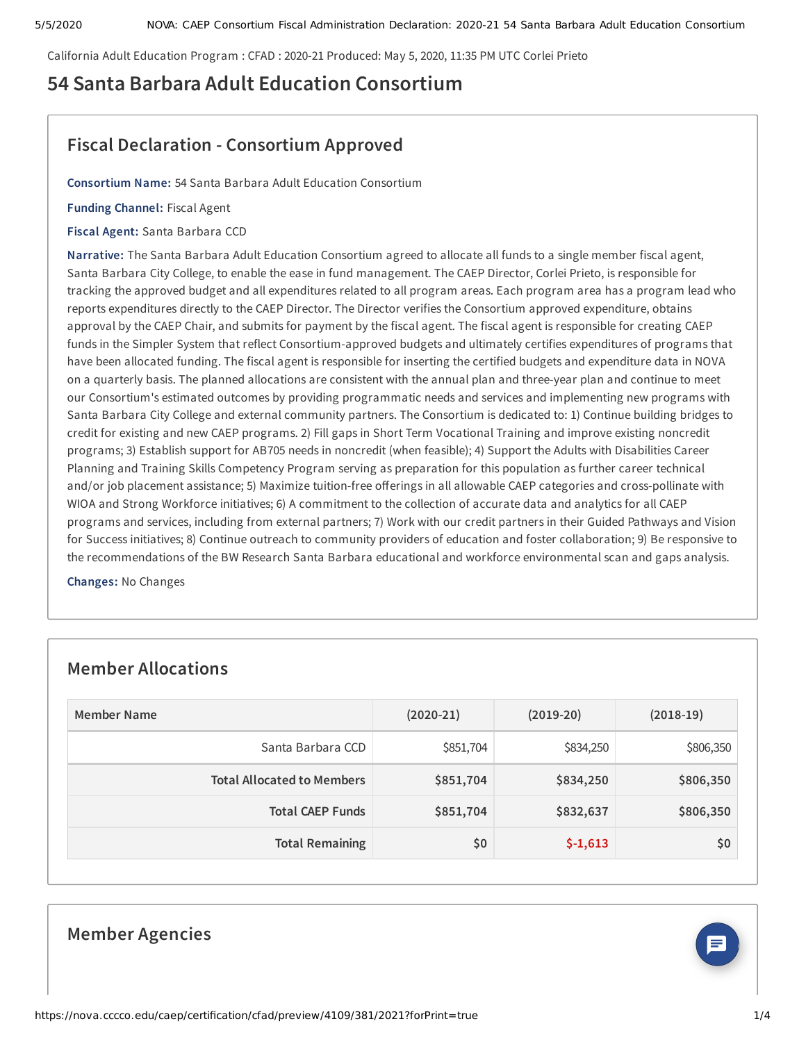California Adult Education Program : CFAD : 2020-21 Produced: May 5, 2020, 11:35 PM UTC Corlei Prieto

# 54 Santa Barbara Adult Education Consortium

## Fiscal Declaration - Consortium Approved

**Consortium Name:** 54 Santa Barbara Adult Education Consortium

**Funding Channel:** Fiscal Agent

**Fiscal Agent:** Santa Barbara CCD

**Narrative:** The Santa Barbara Adult Education Consortium agreed to allocate all funds to a single member fiscal agent, Santa Barbara City College, to enable the ease in fund management. The CAEP Director, Corlei Prieto, is responsible for tracking the approved budget and all expenditures related to all program areas. Each program area has a program lead who reports expenditures directly to the CAEP Director. The Director verifies the Consortium approved expenditure, obtains approval by the CAEP Chair, and submits for payment by the fiscal agent. The fiscal agent is responsible for creating CAEP funds in the Simpler System that reflect Consortium-approved budgets and ultimately certifies expenditures of programs that have been allocated funding. The fiscal agent is responsible for inserting the certified budgets and expenditure data in NOVA on a quarterly basis. The planned allocations are consistent with the annual plan and three-year plan and continue to meet our Consortium's estimated outcomes by providing programmatic needs and services and implementing new programs with Santa Barbara City College and external community partners. The Consortium is dedicated to: 1) Continue building bridges to credit for existing and new CAEP programs. 2) Fill gaps in Short Term Vocational Training and improve existing noncredit programs; 3) Establish support for AB705 needs in noncredit (when feasible); 4) Support the Adults with Disabilities Career Planning and Training Skills Competency Program serving as preparation for this population as further career technical and/or job placement assistance; 5) Maximize tuition-free offerings in all allowable CAEP categories and cross-pollinate with WIOA and Strong Workforce initiatives; 6) A commitment to the collection of accurate data and analytics for all CAEP programs and services, including from external partners; 7) Work with our credit partners in their Guided Pathways and Vision for Success initiatives; 8) Continue outreach to community providers of education and foster collaboration; 9) Be responsive to the recommendations of the BW Research Santa Barbara educational and workforce environmental scan and gaps analysis.

**Changes:** No Changes

## Member Allocations

| Member Name | (2020-21) | (2019-20) | (2018-19) |
|---|---|---|---|
| Santa Barbara CCD | $851,704 | $834,250 | $806,350 |
| **Total Allocated to Members** | **$851,704** | **$834,250** | **$806,350** |
| **Total CAEP Funds** | **$851,704** | **$832,637** | **$806,350** |
| **Total Remaining** | **$0** | **$-1,613** | **$0** |

## Member Agencies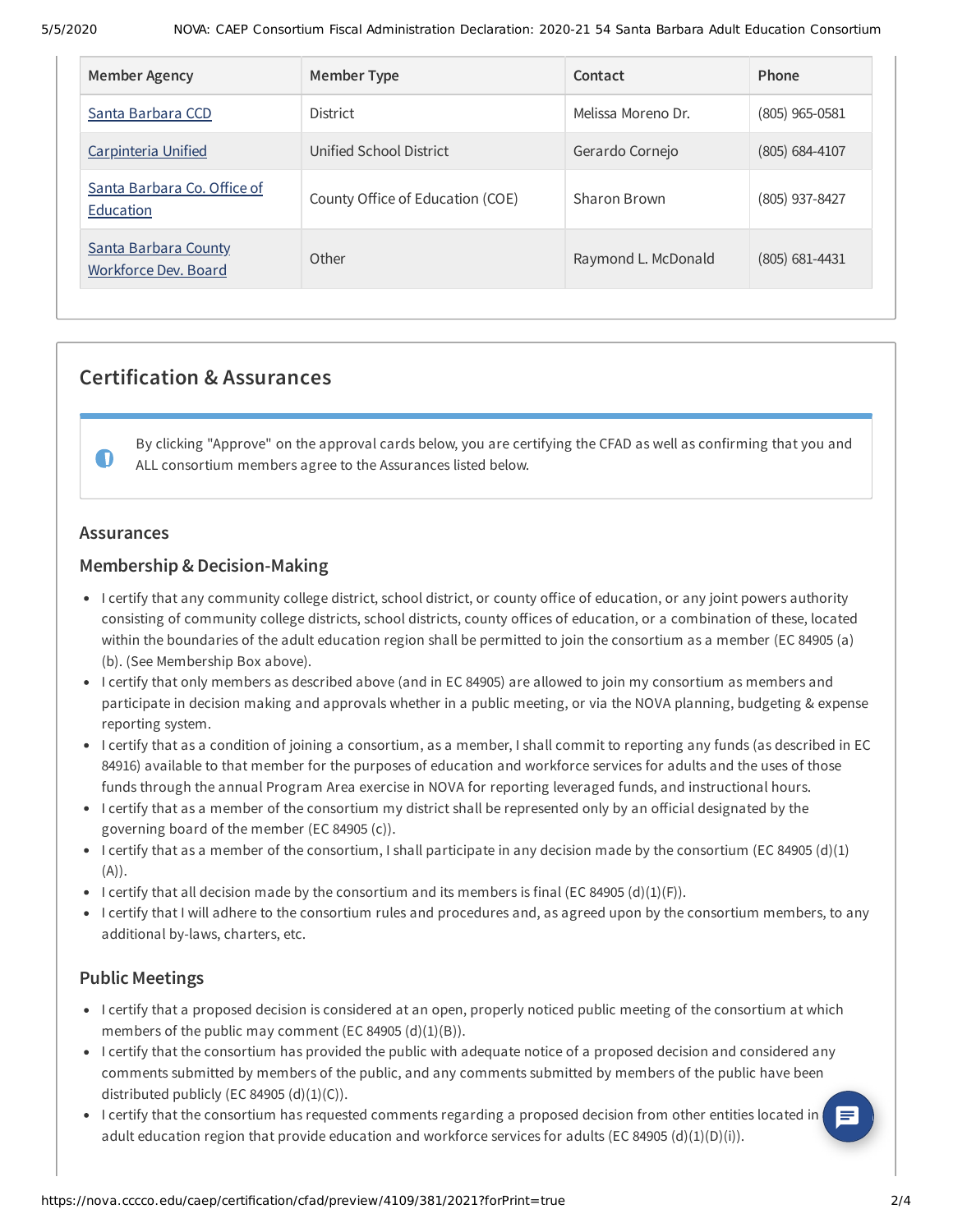| Member Agency | Member Type | Contact | Phone |
| --- | --- | --- | --- |
| Santa Barbara CCD | District | Melissa Moreno Dr. | (805) 965-0581 |
| Carpinteria Unified | Unified School District | Gerardo Cornejo | (805) 684-4107 |
| Santa Barbara Co. Office of Education | County Office of Education (COE) | Sharon Brown | (805) 937-8427 |
| Santa Barbara County Workforce Dev. Board | Other | Raymond L. McDonald | (805) 681-4431 |

## Certification & Assurances

By clicking "Approve" on the approval cards below, you are certifying the CFAD as well as confirming that you and ALL consortium members agree to the Assurances listed below.

### Assurances

### Membership & Decision-Making

- I certify that any community college district, school district, or county office of education, or any joint powers authority consisting of community college districts, school districts, county offices of education, or a combination of these, located within the boundaries of the adult education region shall be permitted to join the consortium as a member (EC 84905 (a) (b). (See Membership Box above).
- I certify that only members as described above (and in EC 84905) are allowed to join my consortium as members and participate in decision making and approvals whether in a public meeting, or via the NOVA planning, budgeting & expense reporting system.
- I certify that as a condition of joining a consortium, as a member, I shall commit to reporting any funds (as described in EC 84916) available to that member for the purposes of education and workforce services for adults and the uses of those funds through the annual Program Area exercise in NOVA for reporting leveraged funds, and instructional hours.
- I certify that as a member of the consortium my district shall be represented only by an official designated by the governing board of the member (EC 84905 (c)).
- I certify that as a member of the consortium, I shall participate in any decision made by the consortium (EC 84905 (d)(1)(A)).
- I certify that all decision made by the consortium and its members is final (EC 84905 (d)(1)(F)).
- I certify that I will adhere to the consortium rules and procedures and, as agreed upon by the consortium members, to any additional by-laws, charters, etc.

### Public Meetings

- I certify that a proposed decision is considered at an open, properly noticed public meeting of the consortium at which members of the public may comment (EC 84905 (d)(1)(B)).
- I certify that the consortium has provided the public with adequate notice of a proposed decision and considered any comments submitted by members of the public, and any comments submitted by members of the public have been distributed publicly (EC 84905 (d)(1)(C)).
- I certify that the consortium has requested comments regarding a proposed decision from other entities located in the adult education region that provide education and workforce services for adults (EC 84905 (d)(1)(D)(i)).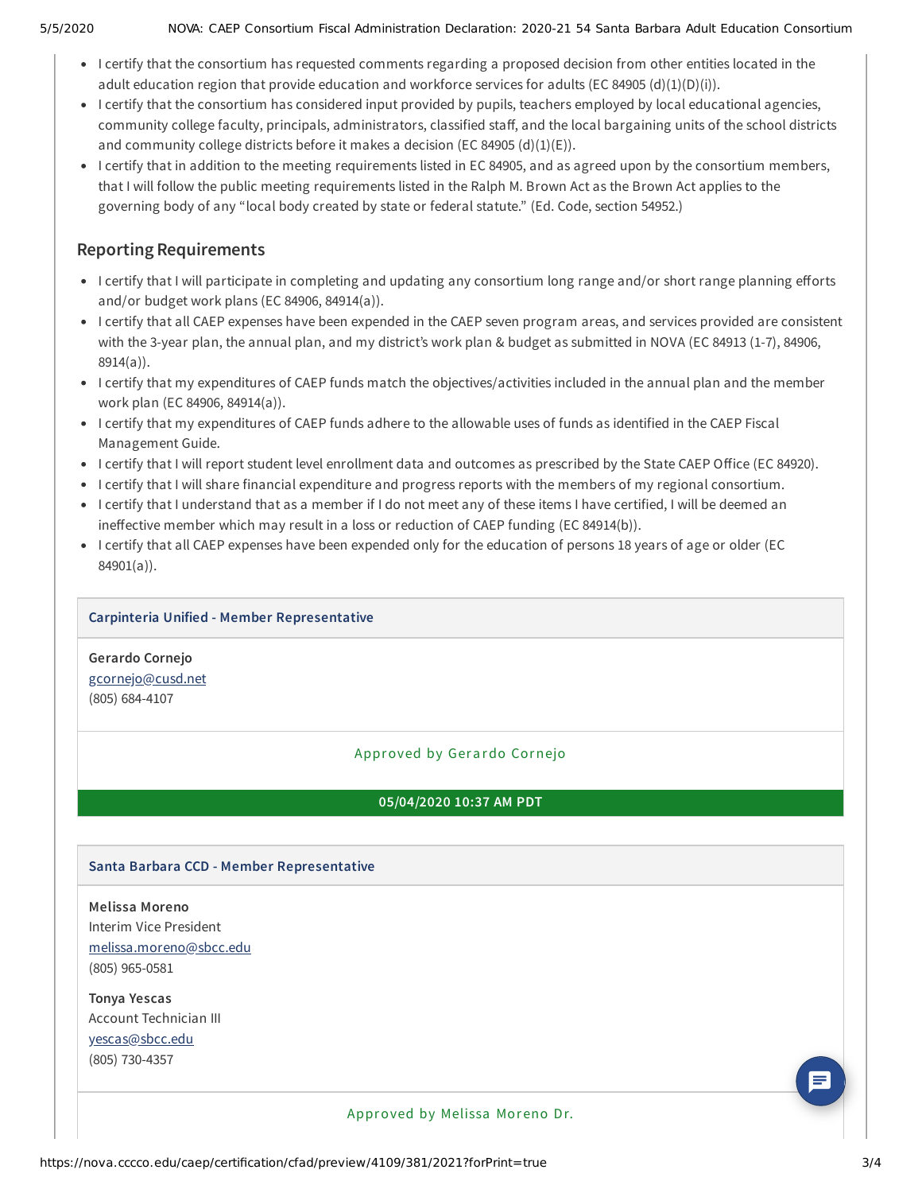- I certify that the consortium has requested comments regarding a proposed decision from other entities located in the adult education region that provide education and workforce services for adults (EC 84905 (d)(1)(D)(i)).
- I certify that the consortium has considered input provided by pupils, teachers employed by local educational agencies, community college faculty, principals, administrators, classified staff, and the local bargaining units of the school districts and community college districts before it makes a decision (EC 84905 (d)(1)(E)).
- I certify that in addition to the meeting requirements listed in EC 84905, and as agreed upon by the consortium members, that I will follow the public meeting requirements listed in the Ralph M. Brown Act as the Brown Act applies to the governing body of any "local body created by state or federal statute." (Ed. Code, section 54952.)

## Reporting Requirements

- I certify that I will participate in completing and updating any consortium long range and/or short range planning efforts and/or budget work plans (EC 84906, 84914(a)).
- I certify that all CAEP expenses have been expended in the CAEP seven program areas, and services provided are consistent with the 3-year plan, the annual plan, and my district's work plan & budget as submitted in NOVA (EC 84913 (1-7), 84906, 8914(a)).
- I certify that my expenditures of CAEP funds match the objectives/activities included in the annual plan and the member work plan (EC 84906, 84914(a)).
- I certify that my expenditures of CAEP funds adhere to the allowable uses of funds as identified in the CAEP Fiscal Management Guide.
- I certify that I will report student level enrollment data and outcomes as prescribed by the State CAEP Office (EC 84920).
- I certify that I will share financial expenditure and progress reports with the members of my regional consortium.
- I certify that I understand that as a member if I do not meet any of these items I have certified, I will be deemed an ineffective member which may result in a loss or reduction of CAEP funding (EC 84914(b)).
- I certify that all CAEP expenses have been expended only for the education of persons 18 years of age or older (EC 84901(a)).

### Carpinteria Unified - Member Representative

**Gerardo Cornejo**
gcornejo@cusd.net
(805) 684-4107

Approved by Gerardo Cornejo

**05/04/2020 10:37 AM PDT**

### Santa Barbara CCD - Member Representative

**Melissa Moreno**
Interim Vice President
melissa.moreno@sbcc.edu
(805) 965-0581

**Tonya Yescas**
Account Technician III
yescas@sbcc.edu
(805) 730-4357

Approved by Melissa Moreno Dr.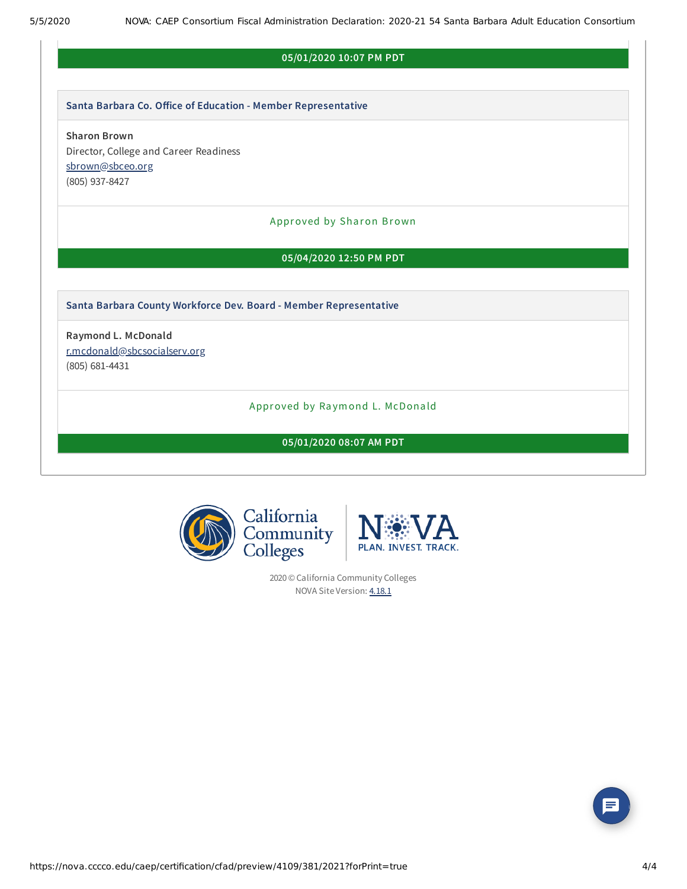**05/01/2020 10:07 PM PDT**

### Santa Barbara Co. Office of Education - Member Representative

**Sharon Brown**
Director, College and Career Readiness
sbrown@sbceo.org
(805) 937-8427

Approved by Sharon Brown

**05/04/2020 12:50 PM PDT**

### Santa Barbara County Workforce Dev. Board - Member Representative

**Raymond L. McDonald**
r.mcdonald@sbcsocialserv.org
(805) 681-4431

Approved by Raymond L. McDonald

**05/01/2020 08:07 AM PDT**

California Community Colleges | NOVA PLAN. INVEST. TRACK.

2020 © California Community Colleges
NOVA Site Version: 4.18.1